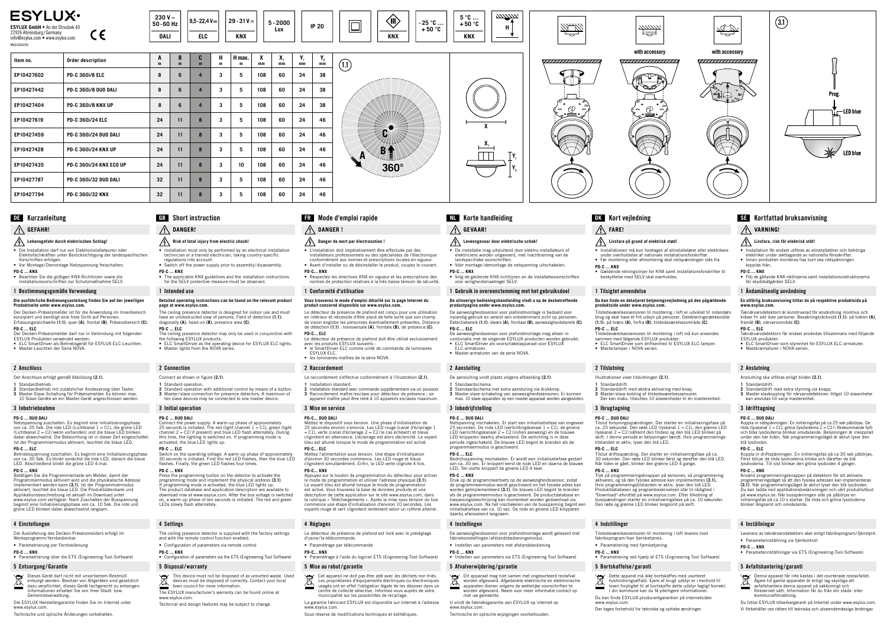# ESYLUX

**ESYLUX GmbH** • An der Strusbek 40
22926 Ahrensburg/Germany
info@esylux.com • www.esylux.com

MA01606400

230 V ~ 50-60 Hz DALI | 9,5-22,4 V ⎓ ELC | 29-31 V ⎓ KNX | 5-2000 Lux | IP 20 | -25 °C … +50 °C KNX | 5 °C … +50 °C KNX

| Item no. | Order description | A m | B m | C m | H m | H max. m | X mm | $X_1$ mm | $Y_1$ mm | $Y_2$ mm |
|---|---|---|---|---|---|---|---|---|---|---|
| EP10427602 | PD-C 360i/8 ELC | 8 | 6 | 4 | 3 | 5 | 108 | 60 | 24 | 38 |
| EP10427442 | PD-C 360i/8 DUO DALI | 8 | 6 | 4 | 3 | 5 | 108 | 60 | 24 | 38 |
| EP10427404 | PD-C 360i/8 KNX UP | 8 | 6 | 4 | 3 | 5 | 108 | 60 | 24 | 38 |
| EP10427619 | PD-C 360i/24 ELC | 24 | 11 | 8 | 3 | 5 | 108 | 60 | 24 | 46 |
| EP10427459 | PD-C 360i/24 DUO DALI | 24 | 11 | 8 | 3 | 5 | 108 | 60 | 24 | 46 |
| EP10427428 | PD-C 360i/24 KNX UP | 24 | 11 | 8 | 3 | 5 | 108 | 60 | 24 | 46 |
| EP10427435 | PD-C 360i/24 KNX ECO UP | 24 | 11 | 8 | 3 | 10 | 108 | 60 | 24 | 46 |
| EP10427787 | PD-C 360i/32 DUO DALI | 32 | 11 | 8 | 3 | 5 | 108 | 60 | 24 | 46 |
| EP10427794 | PD-C 360i/32 KNX | 32 | 11 | 8 | 3 | 5 | 108 | 60 | 24 | 46 |

(1.1) A B C 360° — X, $X_1$, $Y_1$, $Y_2$ — with accessory — with accessory — (3.1) Prog. LED blue — LED blue

## DE Kurzanleitung

### GEFAHR!

**Lebensgefahr durch elektrischen Schlag!**
- Die Installation darf nur von Elektroinstallateuren oder Elektrofachkräften unter Berücksichtigung der landesspezifischen Vorschriften erfolgen.
- Vor Montage/Demontage Netzspannung freischalten.

**PD-C … KNX**
- Beachten Sie die gültigen KNX-Richtlinien sowie die Installationsvorschriften zur Schutzmaßnahme SELV.

### 1 Bestimmungsgemäße Verwendung

**Die ausführliche Bedienungsanleitung finden Sie auf der jeweiligen Produktseite unter www.esylux.com.**

Der Decken-Präsenzmelder ist für die Anwendung im Innenbereich konzipiert und benötigt eine freie Sicht auf Personen. Erfassungsreichweite (1.1): quer (A), frontal (B), Präsenzbereich (C).

**PD-C … ELC**
Der Decken-Präsenzmelder darf nur in Verbindung mit folgenden ESYLUX Produkten verwendet werden:
- ELC SmartDriver als Betriebsgerät für ESYLUX ELC-Leuchten.
- Master-Leuchten der Serie NOVA.

### 2 Anschluss

Der Anschluss erfolgt gemäß Abbildung (2.1).
1 Standardbetrieb.
2 Standardbetrieb mit zusätzlicher Ansteuerung über Taster.
3 Master-Slave-Schaltung für Präsenzmelder. Es können max. 10 Slave-Geräte an ein Master-Gerät angeschlossen werden.

### 3 Inbetriebnahme

**PD-C … DUO DALI**
Netzspannung zuschalten. Es beginnt eine Initialisierungsphase von ca. 25 Sek. Die rote LED (Lichtkanal 1 = C1), die grüne LED (Lichtkanal 2 = C2/wenn vorhanden) und die blaue LED blinken dabei abwechselnd. Die Beleuchtung ist in dieser Zeit eingeschaltet. Ist der Programmiermodus aktiviert, leuchtet die blaue LED.

**PD-C … ELC**
Betriebsspannung zuschalten. Es beginnt eine Initialisierungsphase von ca. 30 Sek. Es blinkt zunächst die rote LED, danach die blaue LED. Abschließend blinkt die grüne LED 4-mal.

**PD-C … KNX**
Betätigen Sie die Programmiertaste am Melder, damit der Programmiermodus aktiviert wird und die physikalische Adresse implementiert werden kann (3.1). Ist der Programmiermodus aktiviert, leuchtet die blaue LED. Die Produktdatenbank und Applikationsbeschreibung ist aktuell im Download unter www.esylux.com verfügbar. Nach Zuschalten der Busspannung beginnt eine Initialisierungsphase von ca. 10 Sek. Die rote und grüne LED blinken dabei abwechselnd langsam.

### 4 Einstellungen

Die Auslieferung des Decken-Präsenzmelders erfolgt im Werksprogramm/fernbedienbar.
- Parametrierung per Fernbedienung

**PD-C … KNX**
- Parametrierung über die ETS (Engineering-Tool-Software)

### 5 Entsorgung/Garantie

Dieses Gerät darf nicht mit unsortiertem Restmüll entsorgt werden. Besitzer von Altgeräten sind gesetzlich dazu verpflichtet, dieses Gerät fachgerecht zu entsorgen. Informationen erhalten Sie von Ihrer Stadt- bzw. Gemeindeverwaltung.

Die ESYLUX Herstellergarantie finden Sie im Internet unter www.esylux.com.

Technische und optische Änderungen vorbehalten.

## GB Short instruction

### DANGER!

**Risk of fatal injury from electric shock!**
- Installation must only be performed by an electrical installation technician or a trained electrician, taking country-specific regulations into account.
- Switch off the power supply prior to assembly/disassembly.

**PD-C … KNX**
- The applicable KNX guidelines and the installation instructions for the SELV protective measure must be observed.

### 1 Intended use

**Detailed operating instructions can be found on the relevant product page at www.esylux.com.**

The ceiling presence detector is designed for indoor use and must have an unobstructed view of persons. Field of detection (1.1): diagonally (A), head-on (B), presence area (C).

**PD-C … ELC**
The ceiling presence detector may only be used in conjunction with the following ESYLUX products:
- ELC SmartDriver as the operating device for ESYLUX ELC lights.
- Master lights from the NOVA series.

### 2 Connection

Connect as shown in figure (2.1).
1 Standard operation.
2 Standard operation with additional control by means of a button.
3 Master/slave connection for presence detectors: A maximum of ten slave devices may be connected to one master device.

### 3 Initial operation

**PD-C … DUO DALI**
Connect the power supply. A warm-up phase of approximately 25 seconds is initiated. The red (light channel 1 = C1), green (light channel 2 = C2/if present) and blue LED flash alternately. During this time, the lighting is switched on. If programming mode is activated, the blue LED lights up.

**PD-C … ELC**
Switch on the operating voltage. A warm-up phase of approximately 30 seconds is initiated. First the red LED flashes, then the blue LED flashes. Finally, the green LED flashes four times.

**PD-C … KNX**
Press the programming button on the detector to activate the programming mode and implement the physical address (3.1). If programming mode is activated, the blue LED lights up. The product database and application description are available to download now at www.esylux.com. After the bus voltage is switched on, a warm-up phase of ten seconds is initiated. The red and green LEDs slowly flash alternately.

### 4 Settings

The ceiling presence detector is supplied with the factory settings and with the remote control function enabled.
- Configuration of parameters via remote control

**PD-C … KNX**
- Configuration of parameters via the ETS (Engineering Tool Software)

### 5 Disposal/warranty

This device must not be disposed of as unsorted waste. Used devices must be disposed of correctly. Contact your local town council for more information.

The ESYLUX manufacturer's warranty can be found online at www.esylux.com.

Technical and design features may be subject to change.

## FR Mode d'emploi rapide

### DANGER !

**Danger de mort par électrocution !**
- L'installation doit impérativement être effectuée par des installateurs professionnels ou des spécialistes de l'électronique conformément aux normes et prescriptions locales en vigueur.
- Avant d'installer ou de désinstaller le produit, coupez le courant.

**PD-C … KNX**
- Respectez les directives KNX en vigueur et les prescriptions des normes de protection relatives à la très basse tension de sécurité.

### 1 Conformité d'utilisation

**Vous trouverez le mode d'emploi détaillé sur la page Internet du produit concerné disponible sur www.esylux.com.**

Le détecteur de présence de plafond est conçu pour une utilisation en intérieur et nécessite d'être placé de telle sorte que son champ de vision soit libre des personnes éventuellement présentes. Distance de détection (1.1) : transversale (A), frontale (B), de présence (C).

**PD-C … ELC**
Le détecteur de présence de plafond doit être utilisé exclusivement avec les produits ESYLUX suivants :
- le SmartDriver ELC comme unité de commande de luminaires ESYLUX ELC.
- les luminaires-maîtres de la série NOVA.

### 2 Raccordement

Le raccordement s'effectue conformément à l'illustration (2.1).
1 Installation standard.
2 Installation standard avec commande supplémentaire via un poussoir.
3 Raccordement maître/esclave pour détecteur de présence : un appareil maître peut être relié à 10 appareils esclaves maximum.

### 3 Mise en service

**PD-C … DUO DALI**
Mettez le dispositif sous tension. Une phase d'initialisation de 25 secondes environ s'amorce. Les LED rouge (canal d'éclairage 1 = C1), verte (canal d'éclairage 2 = C2/le cas échéant) et bleue clignotent en alternance. L'éclairage est alors déclenché. Le voyant bleu est allumé lorsque le mode de programmation est activé.

**PD-C … ELC**
Mettez l'alimentation sous tension. Une étape d'initialisation d'environ 30 secondes commence. Les LED rouge et bleue clignotent simultanément. Enfin, la LED verte clignote 4 fois.

**PD-C … KNX**
Appuyez sur le bouton de programmation du détecteur pour activer le mode de programmation et utiliser l'adresse physique (3.1). Le voyant bleu est allumé lorsque le mode de programmation est activé. Vous trouverez la base de données produits et une description de cette application sur le site www.esylux.com, dans la rubrique « Téléchargements ». Après la mise sous tension du bus commence une étape d'initialisation d'environ 10 secondes. Les voyants rouge et vert clignotent lentement selon un rythme alterné.

### 4 Réglages

Le détecteur de présence de plafond est livré avec le préréglage d'usine/la télécommande.
- Paramétrage par télécommande

**PD-C … KNX**
- Paramétrage à l'aide du logiciel ETS (Engineering-Tool-Software)

### 5 Mise au rebut/garantie

Cet appareil ne doit pas être jeté avec les déchets non triés. Les propriétaires d'équipements électriques ou électroniques usagés ont en effet l'obligation légale de les déposer dans un centre de collecte sélective. Informez-vous auprès de votre municipalité sur les possibilités de recyclage.

La garantie fabricant ESYLUX est disponible sur Internet à l'adresse www.esylux.com.

Sous réserve de modifications techniques et esthétiques.

## NL Korte handleiding

### GEVAAR!

**Levensgevaar door elektrische schok!**
- De installatie mag uitsluitend door elektro-installateurs of elektriciens worden uitgevoerd, met inachtneming van de landspecifieke voorschriften.
- Vóór montage/demontage de netspanning uitschakelen.

**PD-C … KNX**
- Volg de geldende KNX-richtlijnen en de installatievoorschriften voor veiligheidsmaatregel SELV.

### 1 Gebruik in overeenstemming met het gebruiksdoel

**De uitvoerige bedieningshandleiding vindt u op de desbetreffende productpagina onder www.esylux.com.**

De aanwezigheidssensor voor plafondmontage is bedoeld voor inpandig gebruik en vereist een onbelemmerd zicht op personen. Detectiebereik (1.1): dwars (A), frontaal (B), aanwezigheidsbereik (C).

**PD-C … ELC**
De aanwezigheidssensor voor plafondmontage mag alleen in combinatie met de volgende ESYLUX-producten worden gebruikt:
- ELC SmartDriver als voorschakelapparaat voor ESYLUX ELC-armaturen.
- Master-armaturen van de serie NOVA.

### 2 Aansluiting

De aansluiting vindt plaats volgens afbeelding (2.1).
1 Standaardschema.
2 Standaardschema met extra aansturing via drukknop.
3 Master-slave-schakeling van aanwezigheidssensoren: Er kunnen max. 10 slave-apparaten op een master-apparaat worden aangesloten.

### 3 Inbedrijfstelling

**PD-C … DUO DALI**
Netspanning inschakelen. Er start een initialisatiefase van ongeveer 25 seconden. De rode LED (verlichtingskanaal 1 = C1), de groene LED (verlichtingskanaal 2 = C2/indien aanwezig) en de blauwe LED knipperen daarbij afwisselend. De verlichting is in deze periode ingeschakeld. De blauwe LED begint te branden als de programmeermodus is geactiveerd.

**PD-C … ELC**
Bedrijfsspanning inschakelen. Er wordt een initialisatiefase gestart van ca. 30 sec. Er knippert eerst de rode LED en daarna de blauwe LED. Ten slotte knippert de groene LED 4 keer.

**PD-C … KNX**
Druk op de programmeertoets op de aanwezigheidssensor, zodat de programmeermodus wordt geactiveerd en het fysieke adres kan worden geïmplementeerd (3.1). De blauwe LED begint te branden als de programmeermodus is geactiveerd. De productdatabase en toepassingsbeschrijving kan momenteel worden gedownload via www.esylux.com. Na het inschakelen van de busspanning begint een initialisatiefase van ca. 10 sec. De rode en groene LED knipperen daarbij afwisselend langzaam.

### 4 Instellingen

De aanwezigheidssensor voor plafondmontage wordt geleverd met fabrieksinstellingen/afstandsbedieningsmodus.
- Instellen van parameters met afstandsbediening

**PD-C … KNX**
- Instellen van parameters via ETS (Engineering Tool Software)

### 5 Afvalverwijdering/garantie

Dit apparaat mag niet samen met ongesorteerd restafval worden afgevoerd. Afgedankte elektrische en elektronische apparaten dienen volgens de wettelijke voorschriften te worden afgevoerd. Neem voor meer informatie contact op met uw gemeente.

U vindt de fabrieksgarantie van ESYLUX op internet op www.esylux.com.

Technische en optische wijzigingen voorbehouden.

## DK Kort vejledning

### FARE!

**Livsfare på grund af elektrisk stød!**
- Installationen må kun foretages af elinstallatører eller elektrikere under overholdelse af nationale installationsforskrifter.
- Før montering eller afmontering skal netspændingen slås fra.

**PD-C … KNX**
- Gældende retningslinjer for KNX samt installationsforskrifter til beskyttelse med SELV skal overholdes.

### 1 Tilsigtet anvendelse

**Du kan finde en detaljeret betjeningsvejledning på den pågældende produktside under www.esylux.com.**

Tilstedeværelsessensoren til montering i loft er udviklet til indendørs brug og skal have et frit udsyn på personer. Detekteringsrækkevidde (1.1): på tværs (A), forfra (B), tilstedeværelsesområde (C).

**PD-C … ELC**
Tilstedeværelsessensoren til montering i loft må kun anvendes sammen med følgende ESYLUX-produkter:
- ELC SmartDriver som driftsenhed til ESYLUX ELC-lamper.
- Masterlamper i NOVA-serien.

### 2 Tilslutning

Illustrationen viser tilslutningen (2.1).
1 Standarddrift.
2 Standarddrift med ekstra aktivering med knap.
3 Master-slave-kobling af tilstedeværelsessensorer: Der kan maks. tilsluttes 10 slaveenheder til én masterenhed.

### 3 Ibrugtagning

**PD-C … DUO DALI**
Tilslut forsyningsspændingen. Der starter en initialiseringsfase på ca. 25 sekunder. Den røde LED (lyskanal 1 = C1), den grønne LED (lyskanal 2 = C2/såfremt den findes) og den blå LED blinker på skift. I denne periode er belysningen tændt. Hvis programmeringstilstanden er aktiv, lyser den blå LED.

**PD-C … ELC**
Tilslut driftsspænding. Der starter en initialiseringsfase på ca. 30 sekunder. Den røde LED blinker først og derefter den blå LED. Når tiden er gået, blinker den grønne LED 4 gange.

**PD-C … KNX**
Tryk på programmeringsknappen på sensoren, så programmering aktiveres, og så den fysiske adresse kan implementeres (3.1). Hvis programmeringstilstanden er aktiv, lyser den blå LED. Produktdatabasen og programbeskrivelsen står til rådighed i "Download"-afsnittet på www.esylux.com. Efter tilkobling af busspændingen starter en initialiseringsfase på ca. 10 sekunder. Den røde og grønne LED blinker langsomt på skift.

### 4 Indstillinger

Tilstedeværelsessensoren til montering i loft leveres med fabriksprogram/kan fjernbetjenes.
- Parametrering med fjernbetjening

**PD-C … KNX**
- Parametrering ved hjælp af ETS (Engineering Tool Software)

### 5 Bortskaffelse/garanti

Dette apparat må ikke bortskaffes med usorteret husholdningsaffald. Ejere af brugt udstyr er i henhold til loven forpligtet til at bortskaffe dette udstyr fagligt korrekt. I din kommune kan du få yderligere informationer.

Du kan finde ESYLUX-producentgarantien på internettet www.esylux.com.

Der tages forbehold for tekniske og optiske ændringer.

## SE Kortfattad bruksanvisning

### VARNING!

**Livsfara, risk för elektrisk stöt!**
- Installation får endast utföras av elinstallatörer och behöriga elektriker under iakttagande av nationella föreskrifter.
- Innan produkten monteras/tas bort ska nätspänningen kopplas ifrån.

**PD-C … KNX**
- Följ de gällande KNX-riktlinjerna samt installationsinstruktionerna för skyddsåtgärden SELV.

### 1 Ändamålsenlig användning

**En utförlig bruksanvisning hittar du på respektive produktsida på www.esylux.com.**

Taknärvarodetektorn är konstruerad för användning inomhus och kräver fri sikt över personer. Bevakningsräckvidd (1.1): på tvären (A), framåt (B), närvaroområde (C).

**PD-C … ELC**
Taknärvarodetektorn får endast användas tillsammans med följande ESYLUX-produkter:
- ELC SmartDriver som styrenhet för ESYLUX ELC-armaturer.
- Masterarmaturer i NOVA-serien.

### 2 Anslutning

Anslutning ska utföras enligt bilden (2.1).
1 Standarddrift.
2 Standarddrift med extra styrning via knapp.
3 Master-slavkoppling för närvarodetektorer: Högst 10 slavenheter kan anslutas till varje masterenhet.

### 3 Idrifttagning

**PD-C … DUO DALI**
Koppla in nätspänningen. En initieringsfas på ca 25 sek påbörjas. De röda (ljuskanal 1 = C1), gröna (ljusdioderna 2 = C2/i förekommande fall) och blåa ljusdioderna blinkar omväxlande. Belysningen är inkopplad under den här tiden. När programmeringsläget är aktivt lyser den blå lysdioden.

**PD-C … ELC**
Koppla in driftspänningen. En initieringsfas på ca 30 sek påbörjas. Först börjar de röda lysdioderna blinka och därefter de blå lysdioderna. Till sist blinkar den gröna lysdioden 4 gånger.

**PD-C … KNX**
Använd programmeringsknappen på detektorn för att aktivera programmeringsläget så att den fysiska adressen kan implementeras (3.1). När programmeringsläget är aktivt lyser den blå lysdioden. Du kan ladda ned applikationsbeskrivningen och värt produktutbud på www.esylux.se. När busspänningen slås på påbörjas en initieringsfas på ca 10 s startar. De röda och gröna lysdioderna blinkar långsamt och omväxlande.

### 4 Inställningar

Leverans av taknärvarodetektorn sker enligt fabriksprogram/fjärrstyrd.
- Parameterinställning via fjärrkontroll

**PD-C … KNX**
- Parameterinställningar via ETS (Engineering-Tool-Software)

### 5 Avfallshantering/garanti

Denna apparat får inte kastas i det osorterade restavfallet. Ägare till gamla apparater är enligt lag skyldiga att avfallshantera denna apparat på sakkunnigt och föreskrivet sätt. Information får du från din stads- eller kommunalförvaltning.

Du hittar ESYLUX tillverkargaranti på Internet under www.esylux.com.

Vi förbehåller oss rätten till tekniska och utseendemässiga ändringar.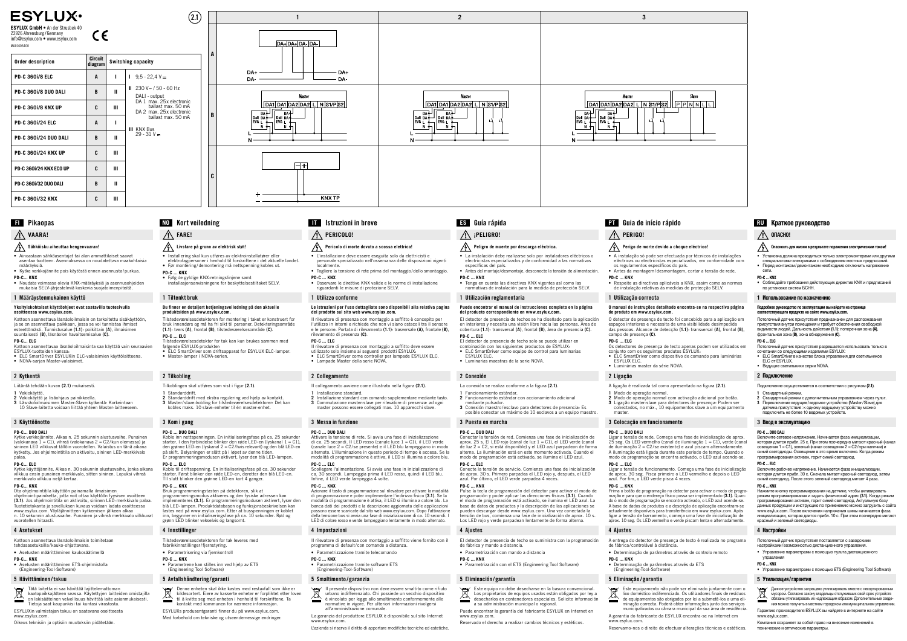# ESYLUX

ESYLUX GmbH • An der Strusbek 40
22926 Ahrensburg/Germany
info@esylux.com • www.esylux.com

MA01606400

| Order description | Circuit diagram | Switching capacity |
|---|---|---|
| PD-C 360i/8 ELC | A | I |
| PD-C 360i/8 DUO DALI | B | II |
| PD-C 360i/8 KNX UP | C | III |
| PD-C 360i/24 ELC | A | I |
| PD-C 360i/24 DUO DALI | B | II |
| PD-C 360i/24 KNX UP | C | III |
| PD-C 360i/24 KNX ECO UP | C | III |
| PD-C 360i/32 DUO DALI | B | II |
| PD-C 360i/32 KNX | C | III |

I 9,5 - 22,4 V ⎓

II 230 V~ / 50 - 60 Hz
DALI - output
DA 1 max. 25x electronic ballast max. 50 mA
DA 2 max. 25x electronic ballast max. 50 mA

III KNX Bus
29 - 31 V ⎓

2.1

1 2 3

A
DA+ DA+ DA- DA-
DA+
DA-
DA+
DA-

B
Master
DA1 DA1 DA2 DA2 L N S1/P S2
DA1 DA- EVG L N
DA1 DA- EVG L N
L
N
Slave
P P N N L L

C
KNX TP

## FI Pikaopas

### ⚠ VAARA!

**Sähköisku aiheuttaa hengenvaaran!**

- Ainoastaan sähköasentajat tai alan ammattilaiset saavat asentaa tuotteen. Asennuksessa on noudatettava maakohtaisia määräyksiä.
- Kytke verkkojännite pois käytöstä ennen asennusta/purkua.

**PD-C… KNX**
- Noudata voimassa olevia KNX-määräyksiä ja asennusohjeiden mukaisia SELV-järjestelmiä koskevia suojatoimenpiteitä.

### 1 Määräystenmukainen käyttö

**Yksityiskohtaiset käyttöohjeet ovat saatavilla tuotesivulla osoitteessa www.esylux.com.**

Kattoon asennettava läsnäoloilmaisin on tarkoitettu sisäkäyttöön, ja se on asennettava paikkaan, jossa se voi tunnistaa ihmiset esteettömästi. Tunnistusalue (1.1): poikittain (A), ilmaisimen suuntaisesti (B), läsnäolon havaitsemisalue (C).

**PD-C… ELC**

Kattoon asennettavaa läsnäoloilmaisinta saa käyttää vain seuraavien ESYLUX-tuotteiden kanssa:
- ELC SmartDriver ESYLUXin ELC-valaisimien käyttölaitteena.
- NOVA-sarjan Master-valaisimet.

### 2 Kytkentä

Liitäntä tehdään kuvan (2.1) mukaisesti.

1 Vakiokäyttö.
2 Vakiokäyttö ja lisäohjaus painikkeella.
3 Läsnäoloilmaisimien Master-Slave-kytkentä: Korkeintaan 10 Slave-laitetta voidaan liittää yhteen Master-laitteeseen.

### 3 Käyttöönotto

**PD-C… DUO DALI**

Kytke verkkojännite. Alkaa n. 25 sekunnin alustusvaihe. Punainen (valokanava 1 = C1), vihreä (valokanava 2 = C2/kun olemassa) ja sininen LED vilkkuvat vuorotellen. Valaistus on tänä aikana kytketty. Jos ohjelmointitila on aktivoitu, sininen LED-merkkivalo palaa.

**PD-C… ELC**

Kytke käyttöjännite. Alkaa n. 30 sekunnin alustusvaihe, jonka aikana vilkkuu ensin punainen merkkivalo, sitten sininen. Lopuksi vihreä merkkivalo vilkkuu neljä kertaa.

**PD-C… KNX**

Ota ohjelmointitila käyttöön painamalla ilmaisimen ohjelmointipainiketta, jotta voit ottaa käyttöön fyysisen osoitteen (3.1). Jos ohjelmointitila on aktivoitu, sininen LED-merkkivalo palaa. Tuotetietokanta ja sovelluksen kuvaus voidaan ladata osoitteessa www.esylux.com. Väyläjännitteen kytkemisen jälkeen alkaa n. 10 sekunnin alustusvaihe. Punainen ja vihreä merkkivalo vilkkuvat vuorotellen hitaasti.

### 4 Asetukset

Kattoon asennettava läsnäoloilmaisin toimitetaan tehdasasetuksilla/kauko-ohjattavana.

- Asetusten määrittäminen kaukosäätimellä

**PD-C… KNX**
- Asetusten määrittäminen ETS-ohjelmistolla (Engineering-Tool-Software)

### 5 Hävittäminen/takuu

Tätä laitetta ei saa hävittää lajittelemattoman kaatopaikkajätteen seassa. Käytettyjen laitteiden omistajilla on lakisääteinen velvollisuus hävittää laite asianmukaisesti. Tietoja saat kaupungilta tai kuntasi virastosta.

ESYLUXin valmistajan takuu on saatavana osoitteesta www.esylux.com.

Oikeus teknisiin ja optisiin muutoksiin pidätetään.

## NO Kort veiledning

### ⚠ FARE!

**Livsfare på grunn av elektrisk støt!**

- Installering skal kun utføres av elektroinstallatører eller elektrofagpersoner i henhold til forskriftene i det aktuelle landet.
- Før montering/demontering må nettspenning koples ut.

**PD-C… KNX**
- Følg de gyldige KNX-retningslinjene samt installasjonsanvisningene for beskyttelsestiltaket SELV.

### 1 Tiltenkt bruk

**Du finner en detaljert bruksanvisning på den aktuelle produktsiden på www.esylux.com.**

Tilstedeværelsesdetektoren for montering i taket er konstruert for bruk innendørs og må ha fri sikt til personer. Detekteringsområde (1.1): tvers (A), frontal (B), tilstedeværelsesområde (C).

**PD-C… ELC**

Tilstedeværelsesdetektor for tak kan kun brukes sammen med følgende ESYLUX-produkter:
- ELC SmartDriver som driftsapparat for ESYLUX ELC-lamper.
- Master-lamper i NOVA-serien.

### 2 Tilkobling

Tilkoblingen skal utføres som vist i figur (2.1).

1 Standarddrift.
2 Standarddrift med ekstra regulering ved hjelp av kontakt.
3 Master/slave-kobling for tilstedeværelsesdetektoren: Det kan kobles maks. 10 slave-enheter til én master-enhet.

### 3 Kom i gang

**PD-C… DUO DALI**

Koble inn nettspenningen. En initialiseringsfase på ca. 25 sekunder starter. I den forbindelse blinker den røde LED-en (lyskanal 1 = C1), den grønne LED-en (lyskanal 2 = C2/hvis relevant) og den blå LED-en på skift. Belysningen er slått på i løpet av denne tiden. Er programmeringsmodusen aktivert, lyser den blå LED-lampen.

**PD-C… ELC**

Koble til driftsspenning. En initialiseringsfase på ca. 30 sekunder starter. Først blinker den røde LED-en, deretter den blå LED-en. Til slutt blinker den grønne LED-en fort 4 ganger.

**PD-C… KNX**

Bruk programmeringstasten på detektoren, slik at programmeringsmodus aktiveres og den fysiske adressen kan implementeres (3.1). Er programmeringsmodusen aktivert, lyser den blå LED-lampen. Produktdatabasen og funksjonsbeskrivelsen kan lastes ned på www.esylux.com. Etter at busspenningen er koblet inn, begynner en initialiseringsfase på ca. 10 sekunder. Rød og grønn LED blinker vekselvis og langsomt.

### 4 Innstillinger

Tilstedeværelsesdetektoren for tak leveres med fabrikkinnstillinger/fjernstyring.

- Parametrisering via fjernkontroll

**PD-C… KNX**
- Parametrene kan stilles inn ved hjelp av ETS (Engineering Tool Software)

### 5 Avfallshåndtering/garanti

Denne enheten skal ikke kastes med restavfall som ikke er kildesortert. Eiere av kasserte enheter er forpliktet etter loven til å kvitte seg med enheten i henhold til forskriftene. Ta kontakt med kommunen for nærmere informasjon.

ESYLUXs produsentgaranti finner du på www.esylux.com.

Med forbehold om tekniske og utseendemessige endringer.

## IT Istruzioni in breve

### ⚠ PERICOLO!

**Pericolo di morte dovuto a scossa elettrica!**

- L'installazione deve essere eseguita solo da elettricisti e personale specializzato nell'osservanza delle disposizioni vigenti localmente.
- Togliere la tensione di rete prima del montaggio/dello smontaggio.

**PD-C… KNX**
- Osservare le direttive KNX valide e le norme di installazione riguardanti le misure di protezione SELV.

### 1 Utilizzo conforme

**Le istruzioni per l'uso dettagliate sono disponibili alla relativa pagina del prodotto sul sito web www.esylux.com.**

Il rilevatore di presenza con montaggio a soffitto è concepito per l'utilizzo in interni e richiede che non vi siano ostacoli fra il sensore e le persone. Portata di rilevamento (1.1): trasversale (A), frontale (B), rilevamento di presenza (C).

**PD-C… ELC**

Il rilevatore di presenza con montaggio a soffitto deve essere utilizzato solo insieme ai seguenti prodotti ESYLUX:
- ELC SmartDriver come controller per lampade ESYLUX ELC.
- Lampade Master della serie NOVA.

### 2 Collegamento

Il collegamento avviene come illustrato nella figura (2.1).

1 Installazione standard.
2 Installazione standard con comando supplementare mediante tasto.
3 Commutazione master-slave per rilevatore di presenza: ad ogni master possono essere collegati max. 10 apparecchi slave.

### 3 Messa in funzione

**PD-C… DUO DALI**

Attivare la tensione di rete. Si avvia una fase di inizializzazione di ca. 25 secondi. Il LED rosso (canale luce 1 = C1), il LED verde (canale luce 2 = C2/se presente) e il LED blu lampeggiano in modo alternato. L'illuminazione in questo periodo di tempo è accesa. Se la modalità di programmazione è attiva, il LED si illumina a colore blu.

**PD-C… ELC**

Scollegare l'alimentazione. Si avvia una fase in inizializzazione di ca. 30 secondi. Lampeggia prima il LED rosso, quindi il LED blu. Infine, il LED verde lampeggia 4 volte.

**PD-C… KNX**

Azionare il tasto di programmazione sul rilevatore per attivare la modalità di programmazione e poter implementare l'indirizzo fisico (3.1). Se la modalità di programmazione è attiva, il LED si illumina a colore blu. La banca dati dei prodotti e la descrizione aggiornata delle applicazioni possono essere scaricate dal sito web www.esylux.com. Dopo l'attivazione della tensione bus si avvia una fase di inizializzazione di ca. 10 secondi. I LED di colore rosso e verde lampeggiano lentamente in modo alternato.

### 4 Impostazioni

Il rilevatore di presenza con montaggio a soffitto viene fornito con il programma di default/con comando a distanza.

- Parametrizzazione tramite telecomando

**PD-C… KNX**
- Parametrizzazione tramite software ETS (Engineering-Tool-Software)

### 5 Smaltimento/garanzia

Il presente dispositivo non deve essere smaltito come rifiuto urbano indifferenziato. Chi possiede un vecchio dispositivo è vincolato per legge allo smaltimento conformemente alle normative in vigore. Per ulteriori informazioni rivolgersi all'amministrazione comunale.

La garanzia del produttore ESYLUX è disponibile sul sito Internet www.esylux.com.

L'azienda si riserva il diritto di apportare modifiche tecniche ed estetiche.

## ES Guía rápida

### ⚠ ¡PELIGRO!

**Peligro de muerte por descarga eléctrica.**

- La instalación debe realizarse solo por instaladores eléctricos o electricistas especializados y de conformidad a las normativas específicas del país.
- Antes del montaje/desmontaje, desconecte la tensión de alimentación.

**PD-C… KNX**
- Tenga en cuenta las directivas KNX vigentes así como las normativas de instalación para la medida de protección SELV.

### 1 Utilización reglamentaria

**Puede encontrar el manual de instrucciones completo en la página del producto correspondiente en www.esylux.com.**

El detector de presencia de techos se ha diseñado para la aplicación en interiores y necesita una visión libre hacia las personas. Área de cobertura (1.1): transversal (A), frontal (B), área de presencia (C).

**PD-C… ELC**

El detector de presencia de techo solo se puede utilizar en combinación con los siguientes productos de ESYLUX:
- ELC SmartDriver como equipo de control para luminarias ESYLUX ELC.
- Luminarias maestras de la serie NOVA.

### 2 Conexión

La conexión se realiza conforme a la figura (2.1).

1 Funcionamiento estándar.
2 Funcionamiento estándar con accionamiento adicional mediante pulsador.
3 Conexión maestro/esclavo para detectores de presencia: Es posible conectar un máximo de 10 esclavos a un equipo maestro.

### 3 Puesta en marcha

**PD-C… DUO DALI**

Conectar la tensión de red. Comienza una fase de inicialización de aprox. 25 s. El LED rojo (canal de luz 1 = C1), el LED verde (canal de luz 2 = C2, si está disponible) y el LED azul parpadean de forma alterna. La iluminación está en este momento activada. Cuando el modo de programación está activado, se ilumina el LED azul.

**PD-C… ELC**

Conecte la tensión de servicio. Comienza una fase de inicialización de aprox. 30 s. Primero parpadea el LED rojo y, después, el LED azul. Por último, el LED verde parpadea 4 veces.

**PD-C… KNX**

Pulse la tecla de programación del detector para activar el modo de programación y poder aplicar las direcciones físicas (3.1). Cuando el modo de programación está activado, se ilumina el LED azul. La base de datos de productos y la descripción de las aplicaciones se pueden descargar desde www.esylux.com. Una vez conectada la tensión de bus, comienza una fase de inicialización de aprox. 10 s. Los LED rojo y verde parpadean lentamente de forma alterna.

### 4 Ajustes

El detector de presencia de techo se suministra con la programación de fábrica y mando a distancia.

- Parametrización con mando a distancia

**PD-C… KNX**
- Parametrización con el ETS (Engineering Tool Software)

### 5 Eliminación/garantía

Este equipo no debe desecharse en la basura convencional. Los propietarios de equipos usados están obligados por ley a desecharlos en contenedores especiales. Solicite información a su administración municipal o regional.

Puede encontrar la garantía del fabricante ESYLUX en Internet en www.esylux.com.

Reservado el derecho a realizar cambios técnicos y estéticos.

## PT Guia de início rápido

### ⚠ PERIGO!

**Perigo de morte devido a choque eléctrico!**

- A instalação só pode ser efectuada por técnicos de instalações eléctricas ou electricistas especializados, em conformidade com os regulamentos específicos do país.
- Antes da montagem/desmontagem, cortar a tensão de rede.

**PD-C… KNX**
- Respeite as directivas aplicáveis a KNX, assim como as normas de instalação relativas às medidas de protecção SELV.

### 1 Utilização correcta

**O manual de instruções detalhado encontra-se na respectiva página do produto em www.esylux.com.**

O detector de presença de tecto foi concebido para a aplicação em espaços interiores e necessita de uma visibilidade desimpedida das pessoas. Alcance de detecção (1.1): transversal (A), frontal (B), campo de presença (C).

**PD-C… ELC**

Os detectores de presença de tecto apenas podem ser utilizados em conjunto com os seguintes produtos ESYLUX:
- ELC SmartDriver como dispositivo de comando para luminárias ESYLUX ELC.
- Luminárias master da série NOVA.

### 2 Ligação

A ligação é realizada tal como apresentado na figura (2.1).

1 Modo de operação normal.
2 Modo de operação normal com activação adicional por botão.
3 Ligação master-slave para detectores de presença: Podem ser conectados, no máx., 10 equipamentos slave a um equipamento master.

### 3 Colocação em funcionamento

**PD-C… DUO DALI**

Ligar a tensão de rede. Começa uma fase de inicialização de aprox. 25 seg. Os LED vermelho (canal de iluminação 1 = C1), verde (canal de iluminação 2 = C2/se existente) e azul piscam alternadamente. A iluminação está ligada durante este período de tempo. Quando o modo de programação se encontra activado, o LED azul acende-se.

**PD-C… ELC**

Ligar a tensão de funcionamento. Começa uma fase de inicialização de aprox. 30 seg. Pisca primeiro o LED vermelho e depois o LED azul. Por fim, o LED verde pisca 4 vezes.

**PD-C… KNX**

Prima o botão de programação no detector para activar o modo de programação e para que o endereço físico possa ser implementado (3.1). Quando o modo de programação se encontra activado, o LED azul acende-se. A base de dados de produtos e a descrição de aplicação encontram-se actualmente disponíveis para transferência em www.esylux.com. Após ligar a tensão de barramento, começa uma fase de inicialização de aprox. 10 seg. Os LED vermelho e verde piscam lenta e alternadamente.

### 4 Ajustes

A entrega do detector de presença de tecto é realizada no programa de fábrica/controlável à distância.

- Determinação de parâmetros através de controlo remoto

**PD-C… KNX**
- Determinação de parâmetros através da ETS (Engineering-Tool-Software)

### 5 Eliminação/garantia

Este equipamento não pode ser eliminado juntamente com o lixo doméstico indiferenciado. Os utilizadores finais de resíduos de equipamentos são obrigados por lei a submetê-los a uma eliminação correcta. Poderá obter informações junto dos serviços municipalizados ou câmara municipal da sua área de residência.

A garantia do fabricante da ESYLUX encontra-se na Internet em www.esylux.com.

Reservamo-nos o direito de efectuar alterações técnicas e estéticas.

## RU Краткое руководство

### ⚠ ОПАСНО!

**Опасность для жизни в результате поражения электрическим током!**

- Установка должна проводиться только электромонтерами или другими специалистами-электриками с соблюдением местных предписаний.
- Перед монтажом/демонтажем необходимо отключить напряжение сети.

**PD-C… KNX**
- Соблюдайте требования действующих директив KNX и предписаний по установке систем БСНН.

### 1 Использование по назначению

**Подробное руководство по эксплуатации вы найдете на странице соответствующего продукта на сайте www.esylux.com.**

Потолочный датчик присутствия предназначен для распознавания присутствия внутри помещения и требует обеспечения свободной видимости людей. Дальность действия (1.1): поперечная зона (A), фронтальная зона (B), зона обнаружения (C).

**PD-C… ELC**

Потолочный датчик присутствия разрешается использовать только в сочетании со следующими изделиями ESYLUX:
- ELC SmartDriver в качестве блока управления для светильников ELC от ESYLUX.
- Ведущие светильники серии NOVA.

### 2 Подключение

Подключение осуществляется в соответствии с рисунком (2.1).

1 Стандартный режим.
2 Стандартный режим с дополнительным управлением через пульт.
3 Переключение ведущее/ведомое устройство (Master/Slave) для датчика присутствия: к одному ведущему устройству можно подключить не более 10 ведомых устройств.

### 3 Ввод в эксплуатацию

**PD-C… DUO DALI**

Включите сетевое напряжение. Начинается фаза инициализации, которая длится прибл. 25 с. При этом поочередно мигают красный (канал освещения 1 = C1), зеленый (канал освещения 2 = C2/при наличии) и синий светодиоды. Освещение в это время включено. Когда режим программирования активен, горит синий светодиод.

**PD-C… ELC**

Включите рабочее напряжение. Начинается фаза инициализации, которая длится прибл. 30 с. Сначала мигает красный светодиод, затем синий светодиод. После этого зеленый светодиод мигает 4 раза.

**PD-C… KNX**

Нажмите кнопку программирования на датчике, чтобы активировать режим программирования и задать физический адрес (3.1). Когда режим программирования активен, горит синий светодиод. Актуальную базу данных продукции и инструкцию по применению можно загрузить с сайта www.esylux.com. После включения напряжения шины начинается фаза инициализации, которая длится прибл. 10 с. При этом поочередно мигают красный и зеленый светодиоды.

### 4 Настройки

Потолочный датчик присутствия поставляется с заводскими настройками/возможностью дистанционного управления.

- Управление параметрами с помощью пульта дистанционного управления

**PD-C… KNX**
- Управление параметрами с помощью ETS (Engineering Tool Software)

### 5 Утилизация/гарантия

Данное устройство запрещено утилизировать вместе с несортированным мусором. Согласно закону владельцы отслуживших свой срок устройств обязаны утилизировать их надлежащим образом. Дополнительные сведения можно получить в местной городской или муниципальном управлении.

Гарантию производителя ESYLUX вы найдете в интернете на сайте www.esylux.com.

Компания сохраняет за собой право на внесение изменений в технические и оптические параметры.